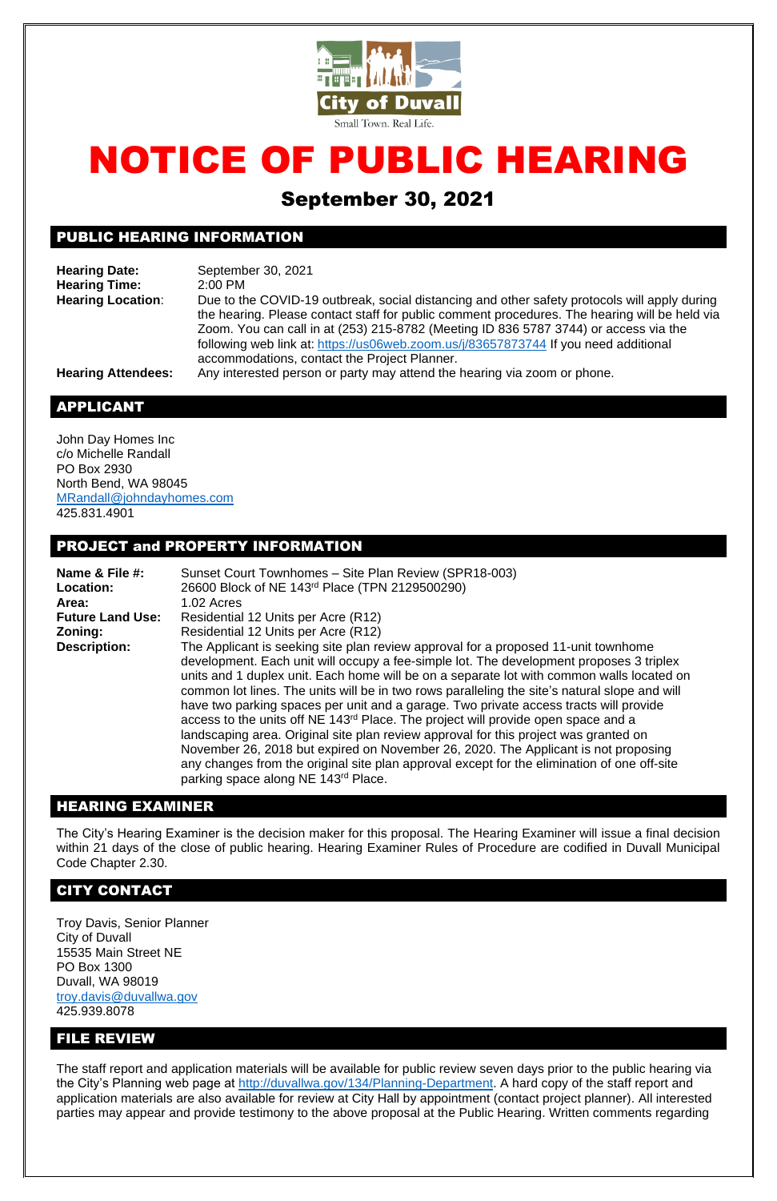City of Duvall

Small Town. Real Life.

# NOTICE OF PUBLIC HEARING

## September 30, 2021

## PUBLIC HEARING INFORMATION

**Hearing Date:** September 30, 2021

**Hearing Time:** 2:00 PM

**Hearing Location**: Due to the COVID-19 outbreak, social distancing and other safety protocols will apply during the hearing. Please contact staff for public comment procedures. The hearing will be held via Zoom. You can call in at (253) 215-8782 (Meeting ID 836 5787 3744) or access via the following web link at: https://us06web.zoom.us/j/83657873744 If you need additional accommodations, contact the Project Planner.

**Hearing Attendees:** Any interested person or party may attend the hearing via zoom or phone.

## APPLICANT

John Day Homes Inc
c/o Michelle Randall
PO Box 2930
North Bend, WA 98045
MRandall@johndayhomes.com
425.831.4901

## PROJECT and PROPERTY INFORMATION

**Name & File #:** Sunset Court Townhomes – Site Plan Review (SPR18-003)

**Location:** 26600 Block of NE 143rd Place (TPN 2129500290)

**Area:** 1.02 Acres

**Future Land Use:** Residential 12 Units per Acre (R12)

**Zoning:** Residential 12 Units per Acre (R12)

**Description:** The Applicant is seeking site plan review approval for a proposed 11-unit townhome development. Each unit will occupy a fee-simple lot. The development proposes 3 triplex units and 1 duplex unit. Each home will be on a separate lot with common walls located on common lot lines. The units will be in two rows paralleling the site's natural slope and will have two parking spaces per unit and a garage. Two private access tracts will provide access to the units off NE 143rd Place. The project will provide open space and a landscaping area. Original site plan review approval for this project was granted on November 26, 2018 but expired on November 26, 2020. The Applicant is not proposing any changes from the original site plan approval except for the elimination of one off-site parking space along NE 143rd Place.

## HEARING EXAMINER

The City's Hearing Examiner is the decision maker for this proposal. The Hearing Examiner will issue a final decision within 21 days of the close of public hearing. Hearing Examiner Rules of Procedure are codified in Duvall Municipal Code Chapter 2.30.

## CITY CONTACT

Troy Davis, Senior Planner
City of Duvall
15535 Main Street NE
PO Box 1300
Duvall, WA 98019
troy.davis@duvallwa.gov
425.939.8078

## FILE REVIEW

The staff report and application materials will be available for public review seven days prior to the public hearing via the City's Planning web page at http://duvallwa.gov/134/Planning-Department. A hard copy of the staff report and application materials are also available for review at City Hall by appointment (contact project planner). All interested parties may appear and provide testimony to the above proposal at the Public Hearing. Written comments regarding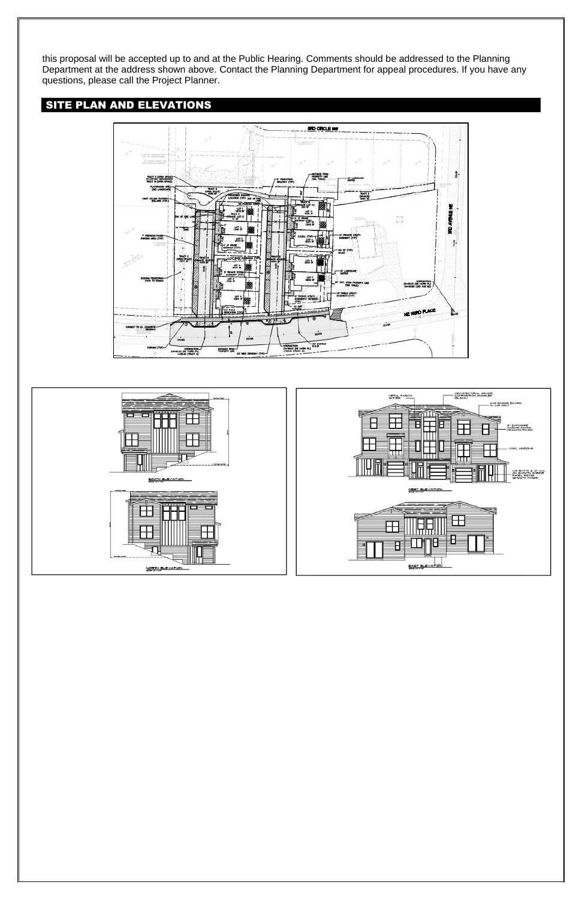this proposal will be accepted up to and at the Public Hearing. Comments should be addressed to the Planning Department at the address shown above. Contact the Planning Department for appeal procedures. If you have any questions, please call the Project Planner.

## SITE PLAN AND ELEVATIONS